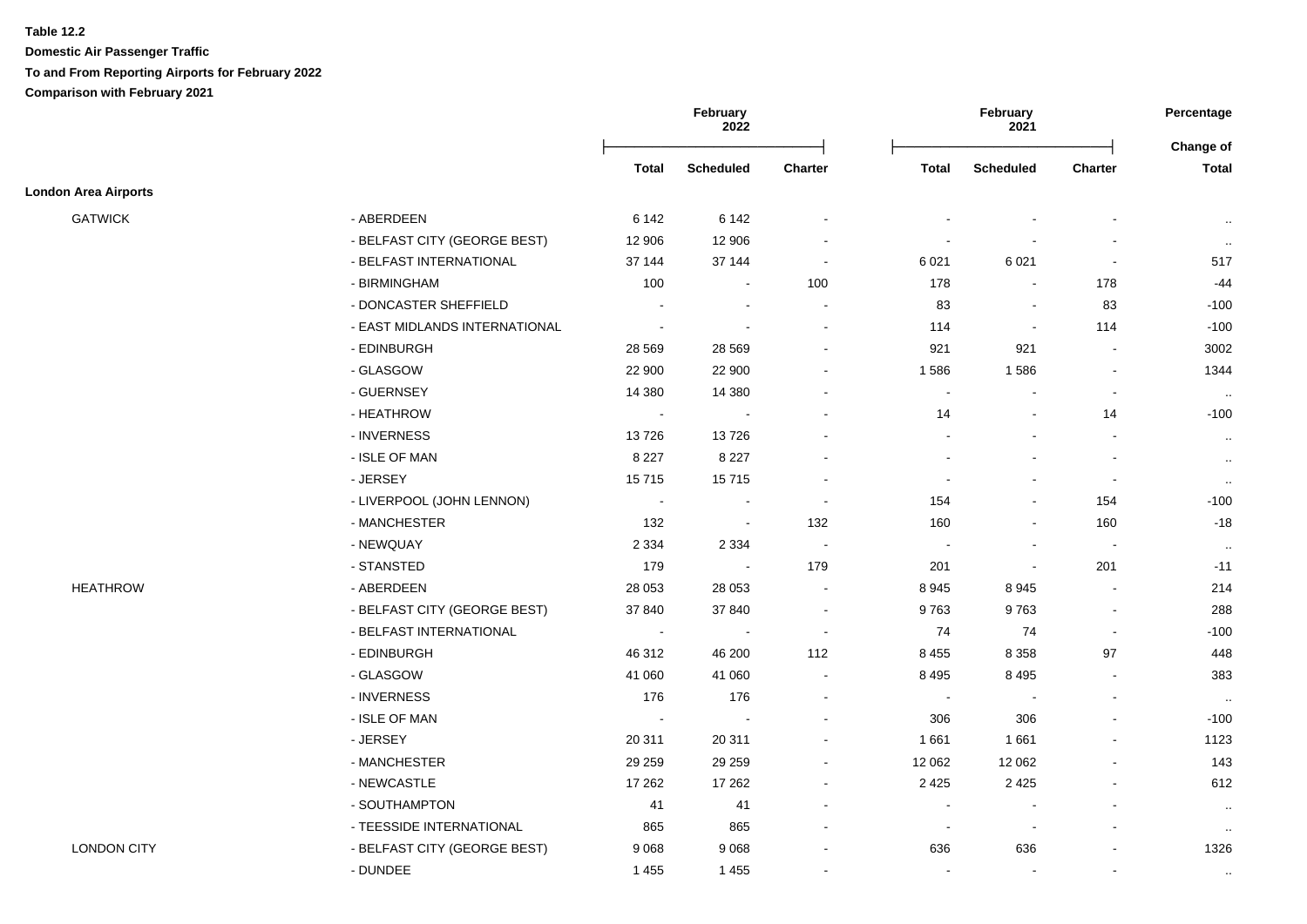**Table 12.2**

**Domestic Air Passenger Traffic**

**To and From Reporting Airports for February 2022**

**Comparison with February 2021**

| | | February 2022 | | | February 2021 | | | Percentage Change of |
|---|---|---|---|---|---|---|---|---|
| | | Total | Scheduled | Charter | Total | Scheduled | Charter | Total |
| **London Area Airports** | | | | | | | | |
| GATWICK | - ABERDEEN | 6 142 | 6 142 | - | - | - | - | .. |
| | - BELFAST CITY (GEORGE BEST) | 12 906 | 12 906 | - | - | - | - | .. |
| | - BELFAST INTERNATIONAL | 37 144 | 37 144 | - | 6 021 | 6 021 | - | 517 |
| | - BIRMINGHAM | 100 | - | 100 | 178 | - | 178 | -44 |
| | - DONCASTER SHEFFIELD | - | - | - | 83 | - | 83 | -100 |
| | - EAST MIDLANDS INTERNATIONAL | - | - | - | 114 | - | 114 | -100 |
| | - EDINBURGH | 28 569 | 28 569 | - | 921 | 921 | - | 3002 |
| | - GLASGOW | 22 900 | 22 900 | - | 1 586 | 1 586 | - | 1344 |
| | - GUERNSEY | 14 380 | 14 380 | - | - | - | - | .. |
| | - HEATHROW | - | - | - | 14 | - | 14 | -100 |
| | - INVERNESS | 13 726 | 13 726 | - | - | - | - | .. |
| | - ISLE OF MAN | 8 227 | 8 227 | - | - | - | - | .. |
| | - JERSEY | 15 715 | 15 715 | - | - | - | - | .. |
| | - LIVERPOOL (JOHN LENNON) | - | - | - | 154 | - | 154 | -100 |
| | - MANCHESTER | 132 | - | 132 | 160 | - | 160 | -18 |
| | - NEWQUAY | 2 334 | 2 334 | - | - | - | - | .. |
| | - STANSTED | 179 | - | 179 | 201 | - | 201 | -11 |
| HEATHROW | - ABERDEEN | 28 053 | 28 053 | - | 8 945 | 8 945 | - | 214 |
| | - BELFAST CITY (GEORGE BEST) | 37 840 | 37 840 | - | 9 763 | 9 763 | - | 288 |
| | - BELFAST INTERNATIONAL | - | - | - | 74 | 74 | - | -100 |
| | - EDINBURGH | 46 312 | 46 200 | 112 | 8 455 | 8 358 | 97 | 448 |
| | - GLASGOW | 41 060 | 41 060 | - | 8 495 | 8 495 | - | 383 |
| | - INVERNESS | 176 | 176 | - | - | - | - | .. |
| | - ISLE OF MAN | - | - | - | 306 | 306 | - | -100 |
| | - JERSEY | 20 311 | 20 311 | - | 1 661 | 1 661 | - | 1123 |
| | - MANCHESTER | 29 259 | 29 259 | - | 12 062 | 12 062 | - | 143 |
| | - NEWCASTLE | 17 262 | 17 262 | - | 2 425 | 2 425 | - | 612 |
| | - SOUTHAMPTON | 41 | 41 | - | - | - | - | .. |
| | - TEESSIDE INTERNATIONAL | 865 | 865 | - | - | - | - | .. |
| LONDON CITY | - BELFAST CITY (GEORGE BEST) | 9 068 | 9 068 | - | 636 | 636 | - | 1326 |
| | - DUNDEE | 1 455 | 1 455 | - | - | - | - | .. |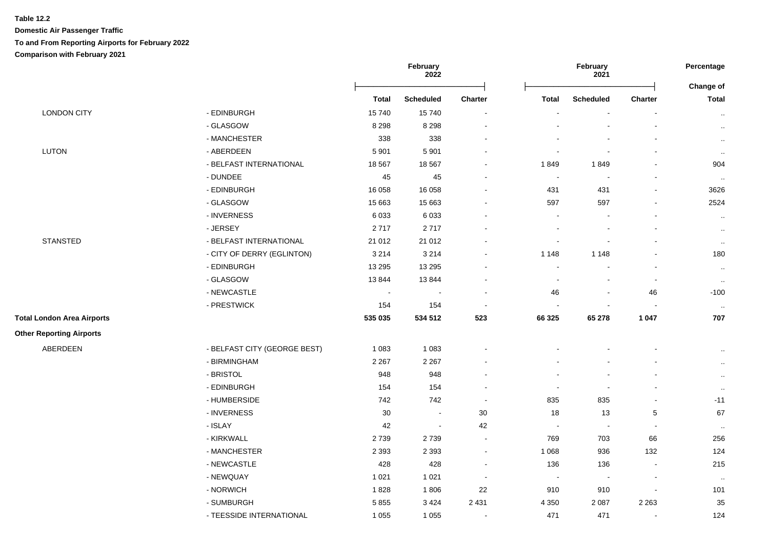**Table 12.2**

**Domestic Air Passenger Traffic**

**To and From Reporting Airports for February 2022**

**Comparison with February 2021**

| | | February 2022 | | | February 2021 | | | Percentage |
|---|---|---|---|---|---|---|---|---|
| | | **Total** | **Scheduled** | **Charter** | **Total** | **Scheduled** | **Charter** | **Change of Total** |
| LONDON CITY | - EDINBURGH | 15 740 | 15 740 | - | - | - | - | .. |
| | - GLASGOW | 8 298 | 8 298 | - | - | - | - | .. |
| | - MANCHESTER | 338 | 338 | - | - | - | - | .. |
| LUTON | - ABERDEEN | 5 901 | 5 901 | - | - | - | - | .. |
| | - BELFAST INTERNATIONAL | 18 567 | 18 567 | - | 1 849 | 1 849 | - | 904 |
| | - DUNDEE | 45 | 45 | - | - | - | - | .. |
| | - EDINBURGH | 16 058 | 16 058 | - | 431 | 431 | - | 3626 |
| | - GLASGOW | 15 663 | 15 663 | - | 597 | 597 | - | 2524 |
| | - INVERNESS | 6 033 | 6 033 | - | - | - | - | .. |
| | - JERSEY | 2 717 | 2 717 | - | - | - | - | .. |
| STANSTED | - BELFAST INTERNATIONAL | 21 012 | 21 012 | - | - | - | - | .. |
| | - CITY OF DERRY (EGLINTON) | 3 214 | 3 214 | - | 1 148 | 1 148 | - | 180 |
| | - EDINBURGH | 13 295 | 13 295 | - | - | - | - | .. |
| | - GLASGOW | 13 844 | 13 844 | - | - | - | - | .. |
| | - NEWCASTLE | - | - | - | 46 | - | 46 | -100 |
| | - PRESTWICK | 154 | 154 | - | - | - | - | .. |
| **Total London Area Airports** | | **535 035** | **534 512** | **523** | **66 325** | **65 278** | **1 047** | **707** |
| **Other Reporting Airports** | | | | | | | | |
| ABERDEEN | - BELFAST CITY (GEORGE BEST) | 1 083 | 1 083 | - | - | - | - | .. |
| | - BIRMINGHAM | 2 267 | 2 267 | - | - | - | - | .. |
| | - BRISTOL | 948 | 948 | - | - | - | - | .. |
| | - EDINBURGH | 154 | 154 | - | - | - | - | .. |
| | - HUMBERSIDE | 742 | 742 | - | 835 | 835 | - | -11 |
| | - INVERNESS | 30 | - | 30 | 18 | 13 | 5 | 67 |
| | - ISLAY | 42 | - | 42 | - | - | - | .. |
| | - KIRKWALL | 2 739 | 2 739 | - | 769 | 703 | 66 | 256 |
| | - MANCHESTER | 2 393 | 2 393 | - | 1 068 | 936 | 132 | 124 |
| | - NEWCASTLE | 428 | 428 | - | 136 | 136 | - | 215 |
| | - NEWQUAY | 1 021 | 1 021 | - | - | - | - | .. |
| | - NORWICH | 1 828 | 1 806 | 22 | 910 | 910 | - | 101 |
| | - SUMBURGH | 5 855 | 3 424 | 2 431 | 4 350 | 2 087 | 2 263 | 35 |
| | - TEESSIDE INTERNATIONAL | 1 055 | 1 055 | - | 471 | 471 | - | 124 |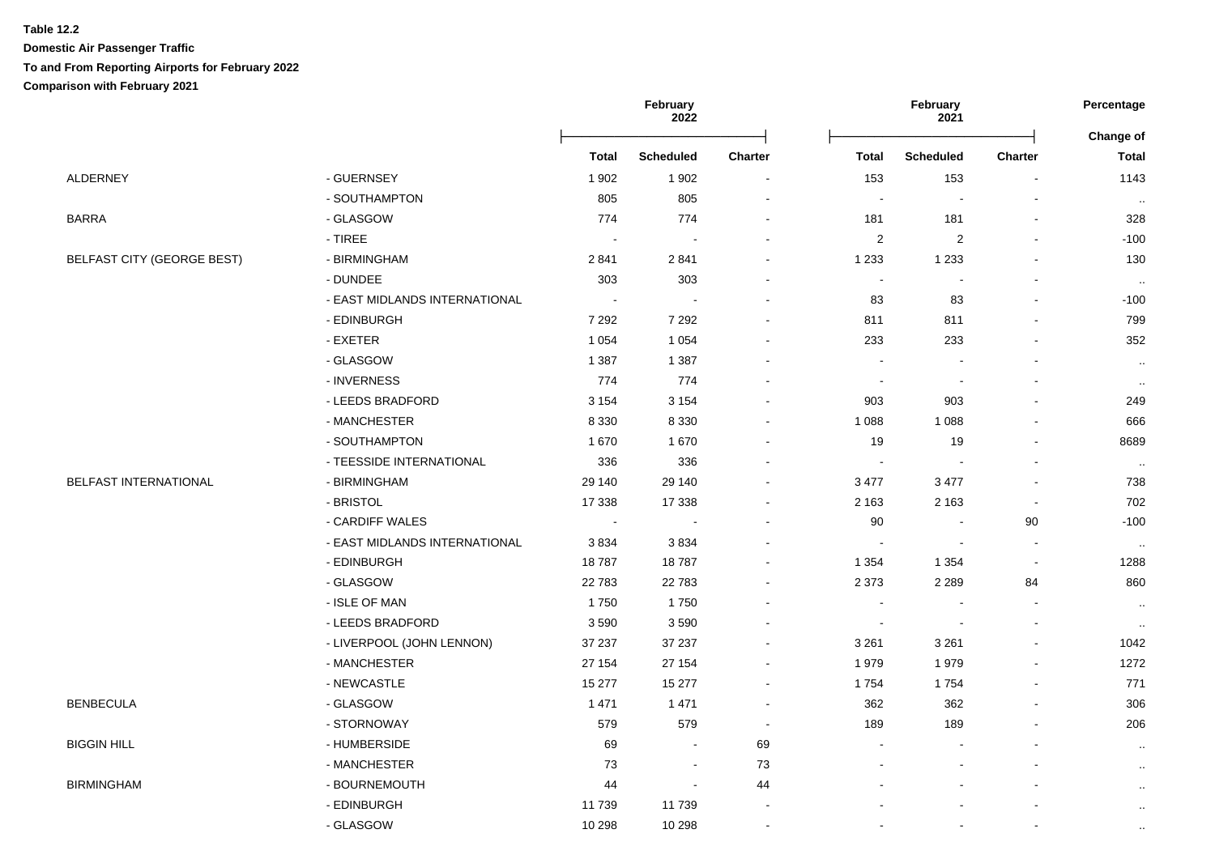**Table 12.2**

**Domestic Air Passenger Traffic**

**To and From Reporting Airports for February 2022**

**Comparison with February 2021**

| | | February 2022 | | | February 2021 | | | Percentage |
|---|---|---|---|---|---|---|---|---|
| | | **Total** | **Scheduled** | **Charter** | **Total** | **Scheduled** | **Charter** | **Change of Total** |
| ALDERNEY | - GUERNSEY | 1 902 | 1 902 | - | 153 | 153 | - | 1143 |
| | - SOUTHAMPTON | 805 | 805 | - | - | - | - | .. |
| BARRA | - GLASGOW | 774 | 774 | - | 181 | 181 | - | 328 |
| | - TIREE | - | - | - | 2 | 2 | - | -100 |
| BELFAST CITY (GEORGE BEST) | - BIRMINGHAM | 2 841 | 2 841 | - | 1 233 | 1 233 | - | 130 |
| | - DUNDEE | 303 | 303 | - | - | - | - | .. |
| | - EAST MIDLANDS INTERNATIONAL | - | - | - | 83 | 83 | - | -100 |
| | - EDINBURGH | 7 292 | 7 292 | - | 811 | 811 | - | 799 |
| | - EXETER | 1 054 | 1 054 | - | 233 | 233 | - | 352 |
| | - GLASGOW | 1 387 | 1 387 | - | - | - | - | .. |
| | - INVERNESS | 774 | 774 | - | - | - | - | .. |
| | - LEEDS BRADFORD | 3 154 | 3 154 | - | 903 | 903 | - | 249 |
| | - MANCHESTER | 8 330 | 8 330 | - | 1 088 | 1 088 | - | 666 |
| | - SOUTHAMPTON | 1 670 | 1 670 | - | 19 | 19 | - | 8689 |
| | - TEESSIDE INTERNATIONAL | 336 | 336 | - | - | - | - | .. |
| BELFAST INTERNATIONAL | - BIRMINGHAM | 29 140 | 29 140 | - | 3 477 | 3 477 | - | 738 |
| | - BRISTOL | 17 338 | 17 338 | - | 2 163 | 2 163 | - | 702 |
| | - CARDIFF WALES | - | - | - | 90 | - | 90 | -100 |
| | - EAST MIDLANDS INTERNATIONAL | 3 834 | 3 834 | - | - | - | - | .. |
| | - EDINBURGH | 18 787 | 18 787 | - | 1 354 | 1 354 | - | 1288 |
| | - GLASGOW | 22 783 | 22 783 | - | 2 373 | 2 289 | 84 | 860 |
| | - ISLE OF MAN | 1 750 | 1 750 | - | - | - | - | .. |
| | - LEEDS BRADFORD | 3 590 | 3 590 | - | - | - | - | .. |
| | - LIVERPOOL (JOHN LENNON) | 37 237 | 37 237 | - | 3 261 | 3 261 | - | 1042 |
| | - MANCHESTER | 27 154 | 27 154 | - | 1 979 | 1 979 | - | 1272 |
| | - NEWCASTLE | 15 277 | 15 277 | - | 1 754 | 1 754 | - | 771 |
| BENBECULA | - GLASGOW | 1 471 | 1 471 | - | 362 | 362 | - | 306 |
| | - STORNOWAY | 579 | 579 | - | 189 | 189 | - | 206 |
| BIGGIN HILL | - HUMBERSIDE | 69 | - | 69 | - | - | - | .. |
| | - MANCHESTER | 73 | - | 73 | - | - | - | .. |
| BIRMINGHAM | - BOURNEMOUTH | 44 | - | 44 | - | - | - | .. |
| | - EDINBURGH | 11 739 | 11 739 | - | - | - | - | .. |
| | - GLASGOW | 10 298 | 10 298 | - | - | - | - | .. |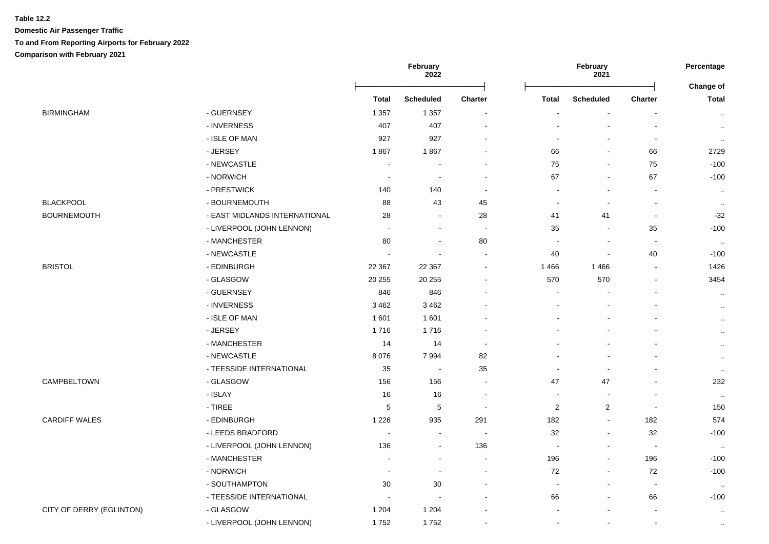**Table 12.2**

**Domestic Air Passenger Traffic**

**To and From Reporting Airports for February 2022**

**Comparison with February 2021**

| | | February 2022 | | | February 2021 | | | Percentage |
|---|---|---|---|---|---|---|---|---|
| | | **Total** | **Scheduled** | **Charter** | **Total** | **Scheduled** | **Charter** | **Change of Total** |
| BIRMINGHAM | - GUERNSEY | 1 357 | 1 357 | - | - | - | - | .. |
| | - INVERNESS | 407 | 407 | - | - | - | - | .. |
| | - ISLE OF MAN | 927 | 927 | - | - | - | - | .. |
| | - JERSEY | 1 867 | 1 867 | - | 66 | - | 66 | 2729 |
| | - NEWCASTLE | - | - | - | 75 | - | 75 | -100 |
| | - NORWICH | - | - | - | 67 | - | 67 | -100 |
| | - PRESTWICK | 140 | 140 | - | - | - | - | .. |
| BLACKPOOL | - BOURNEMOUTH | 88 | 43 | 45 | - | - | - | .. |
| BOURNEMOUTH | - EAST MIDLANDS INTERNATIONAL | 28 | - | 28 | 41 | 41 | - | -32 |
| | - LIVERPOOL (JOHN LENNON) | - | - | - | 35 | - | 35 | -100 |
| | - MANCHESTER | 80 | - | 80 | - | - | - | .. |
| | - NEWCASTLE | - | - | - | 40 | - | 40 | -100 |
| BRISTOL | - EDINBURGH | 22 367 | 22 367 | - | 1 466 | 1 466 | - | 1426 |
| | - GLASGOW | 20 255 | 20 255 | - | 570 | 570 | - | 3454 |
| | - GUERNSEY | 846 | 846 | - | - | - | - | .. |
| | - INVERNESS | 3 462 | 3 462 | - | - | - | - | .. |
| | - ISLE OF MAN | 1 601 | 1 601 | - | - | - | - | .. |
| | - JERSEY | 1 716 | 1 716 | - | - | - | - | .. |
| | - MANCHESTER | 14 | 14 | - | - | - | - | .. |
| | - NEWCASTLE | 8 076 | 7 994 | 82 | - | - | - | .. |
| | - TEESSIDE INTERNATIONAL | 35 | - | 35 | - | - | - | .. |
| CAMPBELTOWN | - GLASGOW | 156 | 156 | - | 47 | 47 | - | 232 |
| | - ISLAY | 16 | 16 | - | - | - | - | .. |
| | - TIREE | 5 | 5 | - | 2 | 2 | - | 150 |
| CARDIFF WALES | - EDINBURGH | 1 226 | 935 | 291 | 182 | - | 182 | 574 |
| | - LEEDS BRADFORD | - | - | - | 32 | - | 32 | -100 |
| | - LIVERPOOL (JOHN LENNON) | 136 | - | 136 | - | - | - | .. |
| | - MANCHESTER | - | - | - | 196 | - | 196 | -100 |
| | - NORWICH | - | - | - | 72 | - | 72 | -100 |
| | - SOUTHAMPTON | 30 | 30 | - | - | - | - | .. |
| | - TEESSIDE INTERNATIONAL | - | - | - | 66 | - | 66 | -100 |
| CITY OF DERRY (EGLINTON) | - GLASGOW | 1 204 | 1 204 | - | - | - | - | .. |
| | - LIVERPOOL (JOHN LENNON) | 1 752 | 1 752 | - | - | - | - | .. |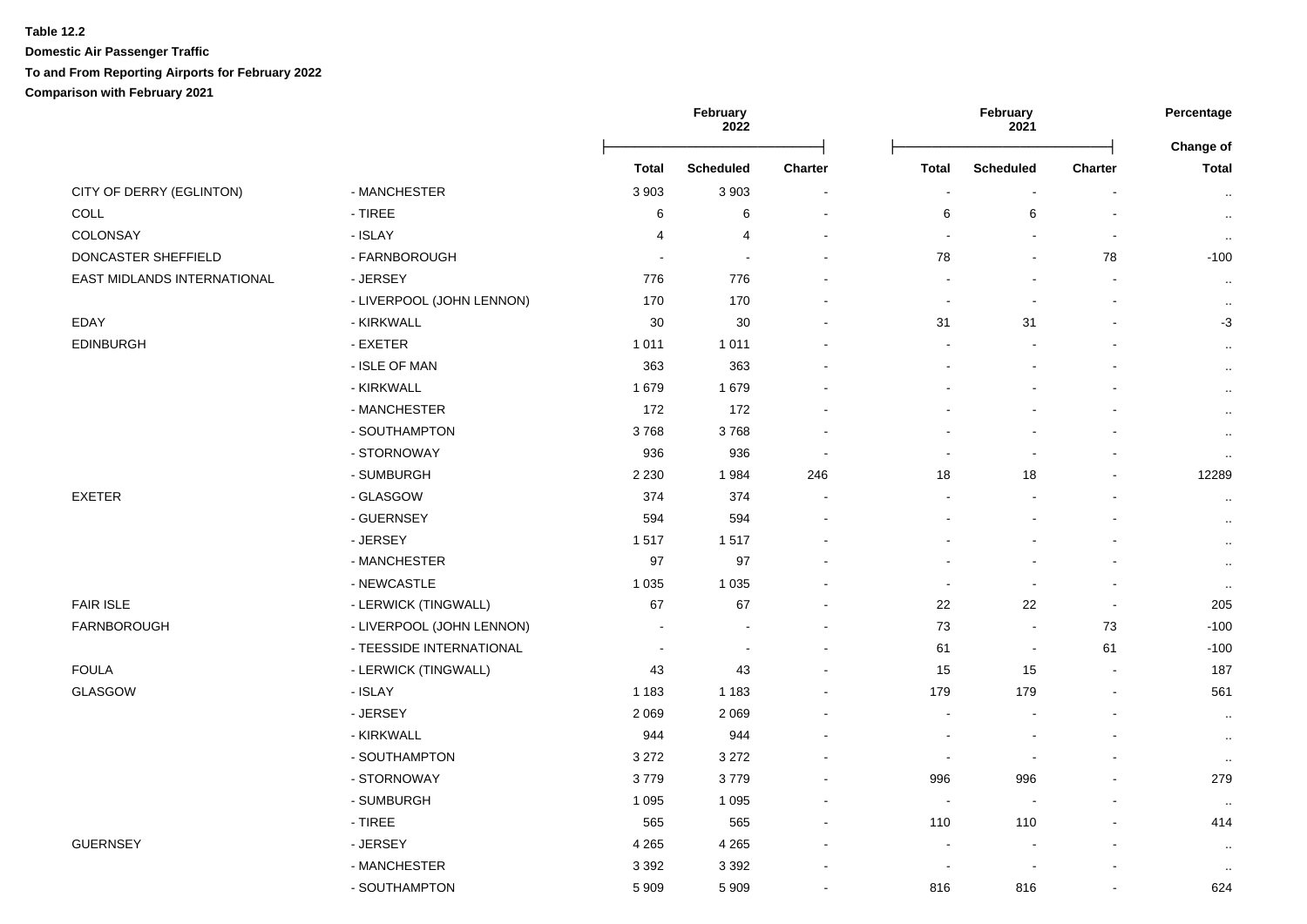**Table 12.2**

**Domestic Air Passenger Traffic**

**To and From Reporting Airports for February 2022**

**Comparison with February 2021**

| | | February 2022 | | | February 2021 | | | Percentage |
|---|---|---|---|---|---|---|---|---|
| | | **Total** | **Scheduled** | **Charter** | **Total** | **Scheduled** | **Charter** | **Change of Total** |
| CITY OF DERRY (EGLINTON) | - MANCHESTER | 3 903 | 3 903 | - | - | - | - | .. |
| COLL | - TIREE | 6 | 6 | - | 6 | 6 | - | .. |
| COLONSAY | - ISLAY | 4 | 4 | - | - | - | - | .. |
| DONCASTER SHEFFIELD | - FARNBOROUGH | - | - | - | 78 | - | 78 | -100 |
| EAST MIDLANDS INTERNATIONAL | - JERSEY | 776 | 776 | - | - | - | - | .. |
| | - LIVERPOOL (JOHN LENNON) | 170 | 170 | - | - | - | - | .. |
| EDAY | - KIRKWALL | 30 | 30 | - | 31 | 31 | - | -3 |
| EDINBURGH | - EXETER | 1 011 | 1 011 | - | - | - | - | .. |
| | - ISLE OF MAN | 363 | 363 | - | - | - | - | .. |
| | - KIRKWALL | 1 679 | 1 679 | - | - | - | - | .. |
| | - MANCHESTER | 172 | 172 | - | - | - | - | .. |
| | - SOUTHAMPTON | 3 768 | 3 768 | - | - | - | - | .. |
| | - STORNOWAY | 936 | 936 | - | - | - | - | .. |
| | - SUMBURGH | 2 230 | 1 984 | 246 | 18 | 18 | - | 12289 |
| EXETER | - GLASGOW | 374 | 374 | - | - | - | - | .. |
| | - GUERNSEY | 594 | 594 | - | - | - | - | .. |
| | - JERSEY | 1 517 | 1 517 | - | - | - | - | .. |
| | - MANCHESTER | 97 | 97 | - | - | - | - | .. |
| | - NEWCASTLE | 1 035 | 1 035 | - | - | - | - | .. |
| FAIR ISLE | - LERWICK (TINGWALL) | 67 | 67 | - | 22 | 22 | - | 205 |
| FARNBOROUGH | - LIVERPOOL (JOHN LENNON) | - | - | - | 73 | - | 73 | -100 |
| | - TEESSIDE INTERNATIONAL | - | - | - | 61 | - | 61 | -100 |
| FOULA | - LERWICK (TINGWALL) | 43 | 43 | - | 15 | 15 | - | 187 |
| GLASGOW | - ISLAY | 1 183 | 1 183 | - | 179 | 179 | - | 561 |
| | - JERSEY | 2 069 | 2 069 | - | - | - | - | .. |
| | - KIRKWALL | 944 | 944 | - | - | - | - | .. |
| | - SOUTHAMPTON | 3 272 | 3 272 | - | - | - | - | .. |
| | - STORNOWAY | 3 779 | 3 779 | - | 996 | 996 | - | 279 |
| | - SUMBURGH | 1 095 | 1 095 | - | - | - | - | .. |
| | - TIREE | 565 | 565 | - | 110 | 110 | - | 414 |
| GUERNSEY | - JERSEY | 4 265 | 4 265 | - | - | - | - | .. |
| | - MANCHESTER | 3 392 | 3 392 | - | - | - | - | .. |
| | - SOUTHAMPTON | 5 909 | 5 909 | - | 816 | 816 | - | 624 |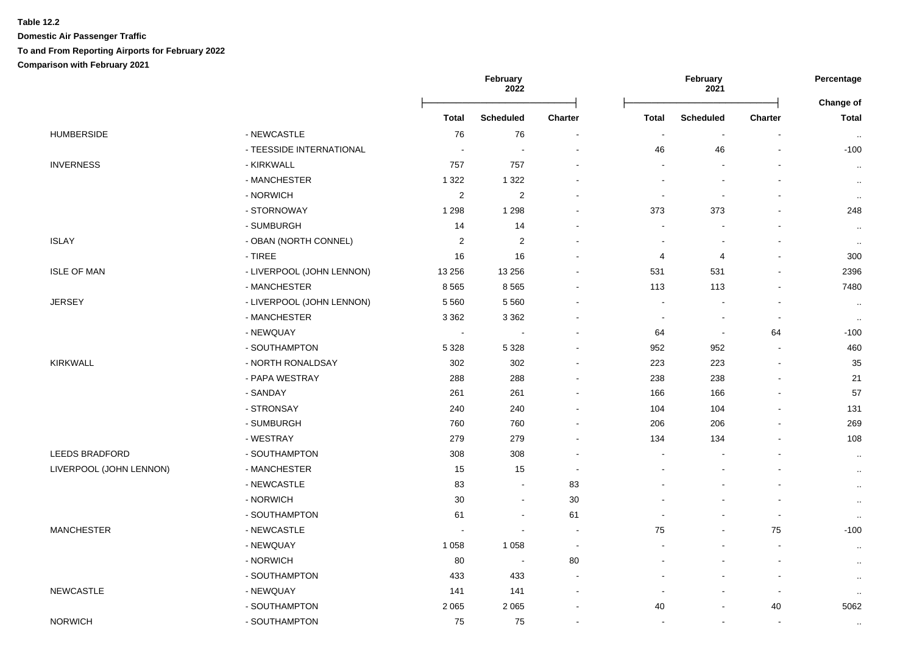**Table 12.2**

**Domestic Air Passenger Traffic**

**To and From Reporting Airports for February 2022**

**Comparison with February 2021**

| | | February 2022 | | | February 2021 | | | Percentage |
|---|---|---|---|---|---|---|---|---|
| | | **Total** | **Scheduled** | **Charter** | **Total** | **Scheduled** | **Charter** | **Change of Total** |
| HUMBERSIDE | - NEWCASTLE | 76 | 76 | - | - | - | - | .. |
| | - TEESSIDE INTERNATIONAL | - | - | - | 46 | 46 | - | -100 |
| INVERNESS | - KIRKWALL | 757 | 757 | - | - | - | - | .. |
| | - MANCHESTER | 1 322 | 1 322 | - | - | - | - | .. |
| | - NORWICH | 2 | 2 | - | - | - | - | .. |
| | - STORNOWAY | 1 298 | 1 298 | - | 373 | 373 | - | 248 |
| | - SUMBURGH | 14 | 14 | - | - | - | - | .. |
| ISLAY | - OBAN (NORTH CONNEL) | 2 | 2 | - | - | - | - | .. |
| | - TIREE | 16 | 16 | - | 4 | 4 | - | 300 |
| ISLE OF MAN | - LIVERPOOL (JOHN LENNON) | 13 256 | 13 256 | - | 531 | 531 | - | 2396 |
| | - MANCHESTER | 8 565 | 8 565 | - | 113 | 113 | - | 7480 |
| JERSEY | - LIVERPOOL (JOHN LENNON) | 5 560 | 5 560 | - | - | - | - | .. |
| | - MANCHESTER | 3 362 | 3 362 | - | - | - | - | .. |
| | - NEWQUAY | - | - | - | 64 | - | 64 | -100 |
| | - SOUTHAMPTON | 5 328 | 5 328 | - | 952 | 952 | - | 460 |
| KIRKWALL | - NORTH RONALDSAY | 302 | 302 | - | 223 | 223 | - | 35 |
| | - PAPA WESTRAY | 288 | 288 | - | 238 | 238 | - | 21 |
| | - SANDAY | 261 | 261 | - | 166 | 166 | - | 57 |
| | - STRONSAY | 240 | 240 | - | 104 | 104 | - | 131 |
| | - SUMBURGH | 760 | 760 | - | 206 | 206 | - | 269 |
| | - WESTRAY | 279 | 279 | - | 134 | 134 | - | 108 |
| LEEDS BRADFORD | - SOUTHAMPTON | 308 | 308 | - | - | - | - | .. |
| LIVERPOOL (JOHN LENNON) | - MANCHESTER | 15 | 15 | - | - | - | - | .. |
| | - NEWCASTLE | 83 | - | 83 | - | - | - | .. |
| | - NORWICH | 30 | - | 30 | - | - | - | .. |
| | - SOUTHAMPTON | 61 | - | 61 | - | - | - | .. |
| MANCHESTER | - NEWCASTLE | - | - | - | 75 | - | 75 | -100 |
| | - NEWQUAY | 1 058 | 1 058 | - | - | - | - | .. |
| | - NORWICH | 80 | - | 80 | - | - | - | .. |
| | - SOUTHAMPTON | 433 | 433 | - | - | - | - | .. |
| NEWCASTLE | - NEWQUAY | 141 | 141 | - | - | - | - | .. |
| | - SOUTHAMPTON | 2 065 | 2 065 | - | 40 | - | 40 | 5062 |
| NORWICH | - SOUTHAMPTON | 75 | 75 | - | - | - | - | .. |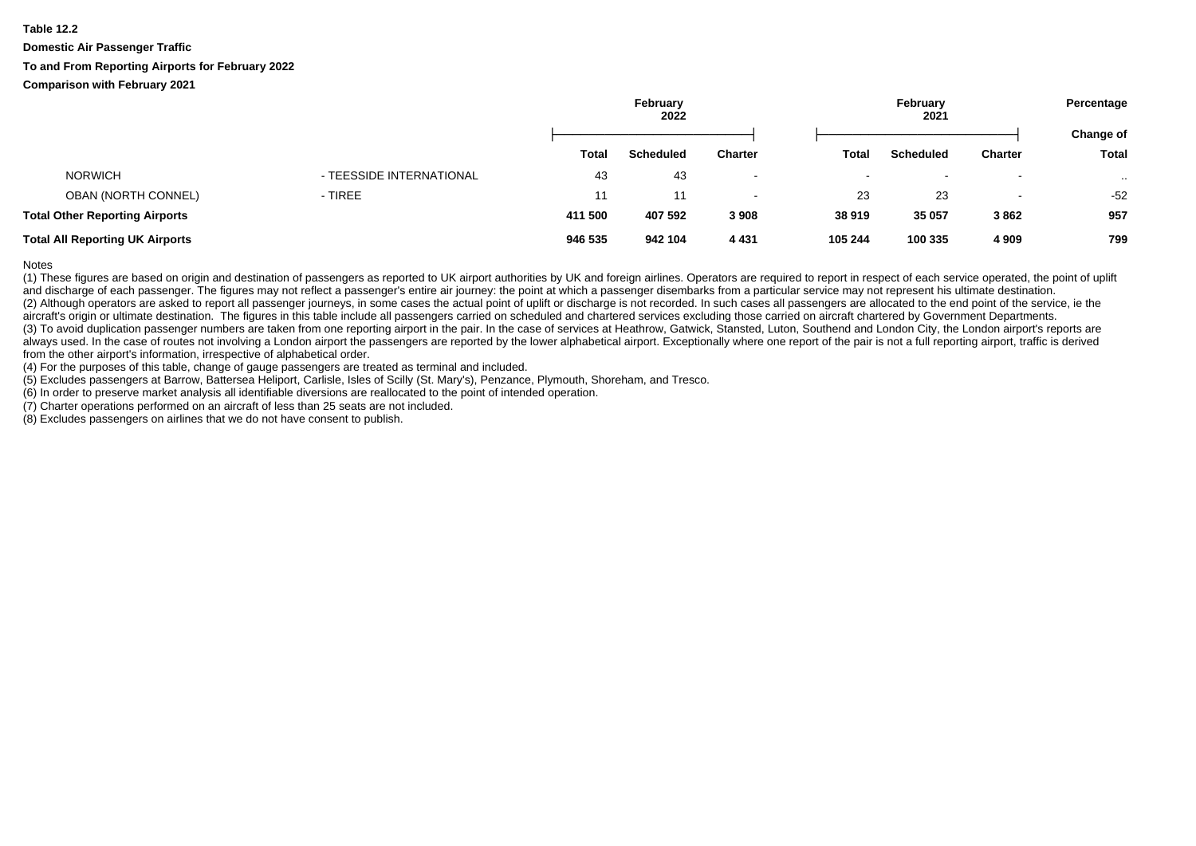**Table 12.2**

**Domestic Air Passenger Traffic**

**To and From Reporting Airports for February 2022**

**Comparison with February 2021**

| | | February 2022 | | | February 2021 | | | Percentage Change of |
|---|---|---|---|---|---|---|---|---|
| | | **Total** | **Scheduled** | **Charter** | **Total** | **Scheduled** | **Charter** | **Total** |
| NORWICH | - TEESSIDE INTERNATIONAL | 43 | 43 | - | - | - | - | .. |
| OBAN (NORTH CONNEL) | - TIREE | 11 | 11 | - | 23 | 23 | - | -52 |
| **Total Other Reporting Airports** | | **411 500** | **407 592** | **3 908** | **38 919** | **35 057** | **3 862** | **957** |
| **Total All Reporting UK Airports** | | **946 535** | **942 104** | **4 431** | **105 244** | **100 335** | **4 909** | **799** |

Notes

(1) These figures are based on origin and destination of passengers as reported to UK airport authorities by UK and foreign airlines. Operators are required to report in respect of each service operated, the point of uplift and discharge of each passenger. The figures may not reflect a passenger's entire air journey: the point at which a passenger disembarks from a particular service may not represent his ultimate destination.

(2) Although operators are asked to report all passenger journeys, in some cases the actual point of uplift or discharge is not recorded. In such cases all passengers are allocated to the end point of the service, ie the aircraft's origin or ultimate destination. The figures in this table include all passengers carried on scheduled and chartered services excluding those carried on aircraft chartered by Government Departments.

(3) To avoid duplication passenger numbers are taken from one reporting airport in the pair. In the case of services at Heathrow, Gatwick, Stansted, Luton, Southend and London City, the London airport's reports are always used. In the case of routes not involving a London airport the passengers are reported by the lower alphabetical airport. Exceptionally where one report of the pair is not a full reporting airport, traffic is derived from the other airport's information, irrespective of alphabetical order.

(4) For the purposes of this table, change of gauge passengers are treated as terminal and included.

(5) Excludes passengers at Barrow, Battersea Heliport, Carlisle, Isles of Scilly (St. Mary's), Penzance, Plymouth, Shoreham, and Tresco.

(6) In order to preserve market analysis all identifiable diversions are reallocated to the point of intended operation.

(7) Charter operations performed on an aircraft of less than 25 seats are not included.

(8) Excludes passengers on airlines that we do not have consent to publish.